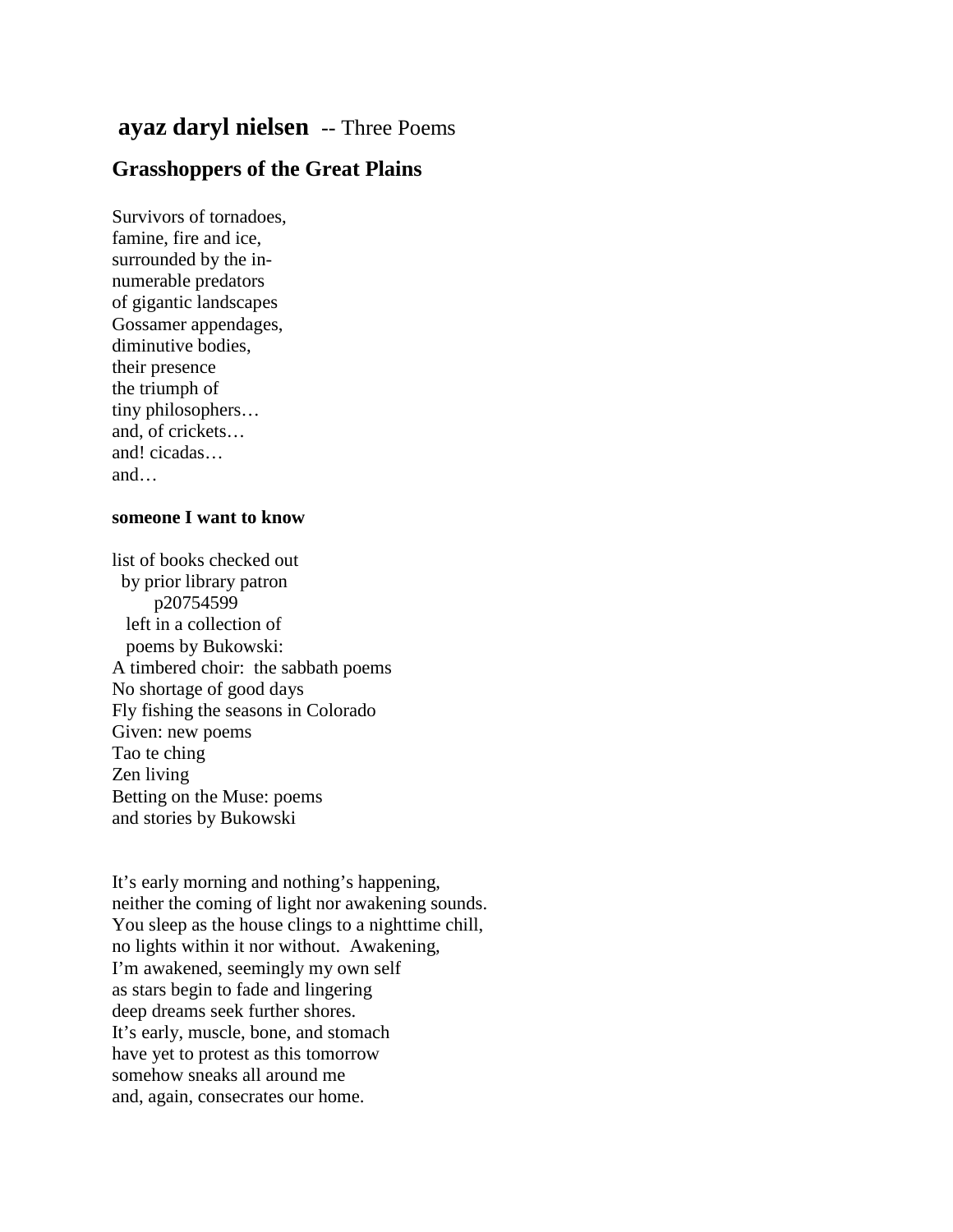## **ayaz daryl nielsen** -- Three Poems

### Grasshoppers of the Great Plains

Survivors of tornadoes,  
famine, fire and ice,  
surrounded by the in-  
numerable predators  
of gigantic landscapes  
Gossamer appendages,  
diminutive bodies,  
their presence  
the triumph of  
tiny philosophers…  
and, of crickets…  
and! cicadas…  
and…

#### someone I want to know

list of books checked out  
  by prior library patron  
      p20754599  
   left in a collection of  
   poems by Bukowski:  
A timbered choir:  the sabbath poems  
No shortage of good days  
Fly fishing the seasons in Colorado  
Given: new poems  
Tao te ching  
Zen living  
Betting on the Muse: poems  
and stories by Bukowski

It's early morning and nothing's happening,  
neither the coming of light nor awakening sounds.  
You sleep as the house clings to a nighttime chill,  
no lights within it nor without.  Awakening,  
I'm awakened, seemingly my own self  
as stars begin to fade and lingering  
deep dreams seek further shores.  
It's early, muscle, bone, and stomach  
have yet to protest as this tomorrow  
somehow sneaks all around me  
and, again, consecrates our home.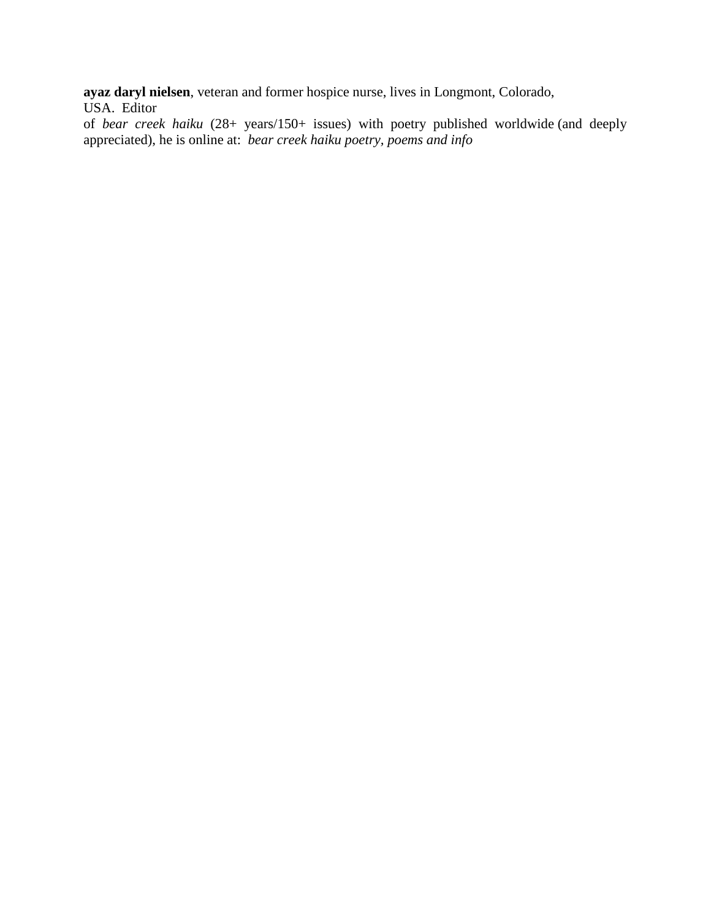**ayaz daryl nielsen**, veteran and former hospice nurse, lives in Longmont, Colorado, USA. Editor of *bear creek haiku* (28+ years/150+ issues) with poetry published worldwide (and deeply appreciated), he is online at: *bear creek haiku poetry, poems and info*